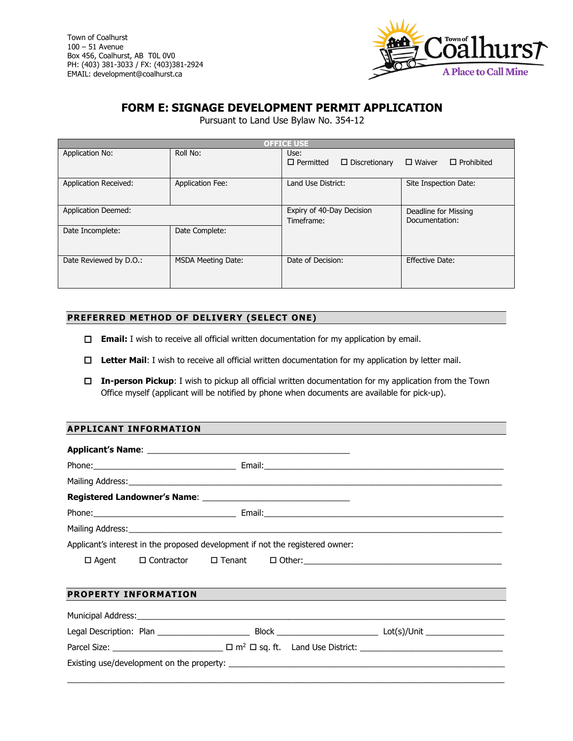Town of Coalhurst
100 – 51 Avenue
Box 456, Coalhurst, AB T0L 0V0
PH: (403) 381-3033 / FX: (403)381-2924
EMAIL: development@coalhurst.ca

Town of Coalhurst
A Place to Call Mine

# FORM E: SIGNAGE DEVELOPMENT PERMIT APPLICATION

Pursuant to Land Use Bylaw No. 354-12

| OFFICE USE | | | |
|---|---|---|---|
| Application No: | Roll No: | Use: ☐ Permitted ☐ Discretionary ☐ Waiver ☐ Prohibited | |
| Application Received: | Application Fee: | Land Use District: | Site Inspection Date: |
| Application Deemed: | | Expiry of 40-Day Decision Timeframe: | Deadline for Missing Documentation: |
| Date Incomplete: | Date Complete: | | |
| Date Reviewed by D.O.: | MSDA Meeting Date: | Date of Decision: | Effective Date: |

## PREFERRED METHOD OF DELIVERY (SELECT ONE)

☐ **Email:** I wish to receive all official written documentation for my application by email.

☐ **Letter Mail**: I wish to receive all official written documentation for my application by letter mail.

☐ **In-person Pickup**: I wish to pickup all official written documentation for my application from the Town Office myself (applicant will be notified by phone when documents are available for pick-up).

## APPLICANT INFORMATION

**Applicant's Name**: ___________________________________________

Phone:______________________________ Email:_____________________________________________________

Mailing Address:_________________________________________________________________________________

**Registered Landowner's Name**: _______________________________

Phone:______________________________ Email:_____________________________________________________

Mailing Address:_________________________________________________________________________________

Applicant's interest in the proposed development if not the registered owner:

☐ Agent ☐ Contractor ☐ Tenant ☐ Other:_____________________________________________

## PROPERTY INFORMATION

Municipal Address:_______________________________________________________________________________

Legal Description: Plan ____________________ Block ______________________ Lot(s)/Unit _________________

Parcel Size: ________________________ ☐ $m^2$ ☐ sq. ft. Land Use District: ______________________________

Existing use/development on the property: ______________________________________________________________

_______________________________________________________________________________________________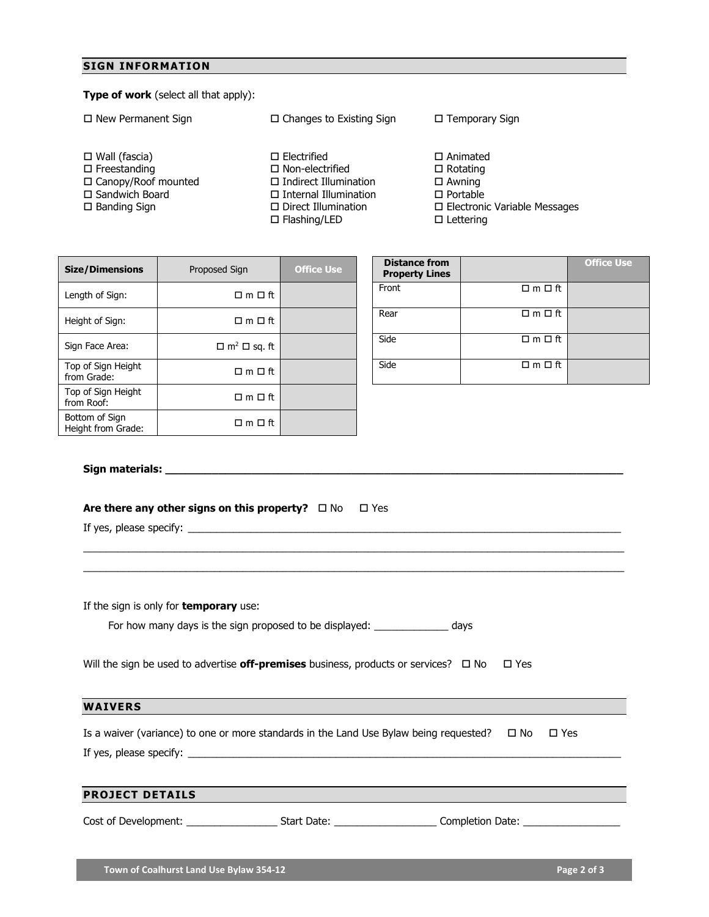## SIGN INFORMATION

**Type of work** (select all that apply):

☐ New Permanent Sign ☐ Changes to Existing Sign ☐ Temporary Sign

☐ Wall (fascia)
☐ Freestanding
☐ Canopy/Roof mounted
☐ Sandwich Board
☐ Banding Sign

☐ Electrified
☐ Non-electrified
☐ Indirect Illumination
☐ Internal Illumination
☐ Direct Illumination
☐ Flashing/LED

☐ Animated
☐ Rotating
☐ Awning
☐ Portable
☐ Electronic Variable Messages
☐ Lettering

| Size/Dimensions | Proposed Sign | Office Use |
|---|---|---|
| Length of Sign: | ☐ m ☐ ft | |
| Height of Sign: | ☐ m ☐ ft | |
| Sign Face Area: | ☐ $m^2$ ☐ sq. ft | |
| Top of Sign Height from Grade: | ☐ m ☐ ft | |
| Top of Sign Height from Roof: | ☐ m ☐ ft | |
| Bottom of Sign Height from Grade: | ☐ m ☐ ft | |

| Distance from Property Lines | | Office Use |
|---|---|---|
| Front | ☐ m ☐ ft | |
| Rear | ☐ m ☐ ft | |
| Side | ☐ m ☐ ft | |
| Side | ☐ m ☐ ft | |

**Sign materials:** ______________________________________________

**Are there any other signs on this property?** ☐ No ☐ Yes

If yes, please specify: ______________________________________________

______________________________________________

______________________________________________

If the sign is only for **temporary** use:

For how many days is the sign proposed to be displayed: _____________ days

Will the sign be used to advertise **off-premises** business, products or services? ☐ No ☐ Yes

## WAIVERS

Is a waiver (variance) to one or more standards in the Land Use Bylaw being requested? ☐ No ☐ Yes

If yes, please specify: ______________________________________________

## PROJECT DETAILS

Cost of Development: ________________ Start Date: __________________ Completion Date: _________________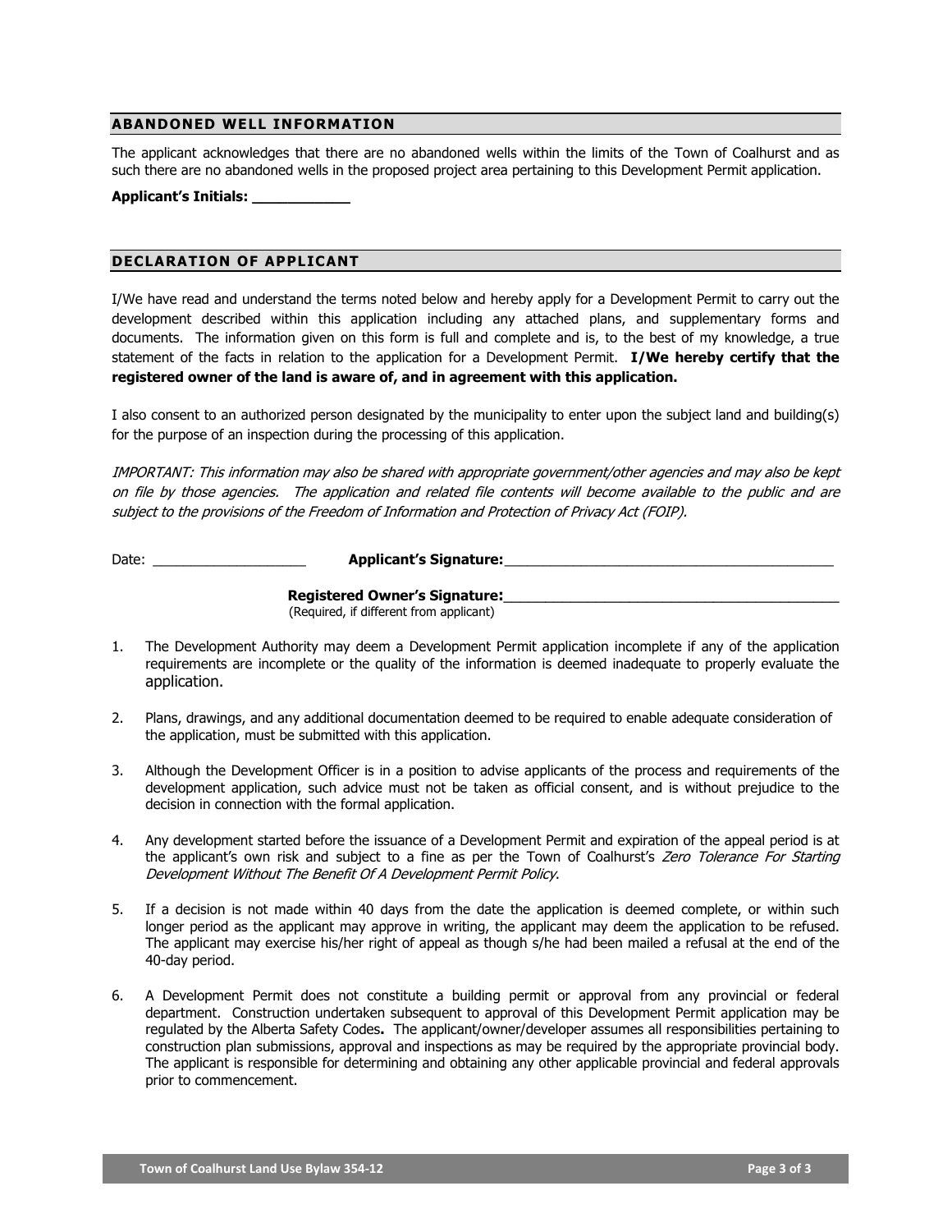## ABANDONED WELL INFORMATION

The applicant acknowledges that there are no abandoned wells within the limits of the Town of Coalhurst and as such there are no abandoned wells in the proposed project area pertaining to this Development Permit application.

**Applicant's Initials: ___________**

## DECLARATION OF APPLICANT

I/We have read and understand the terms noted below and hereby apply for a Development Permit to carry out the development described within this application including any attached plans, and supplementary forms and documents. The information given on this form is full and complete and is, to the best of my knowledge, a true statement of the facts in relation to the application for a Development Permit. **I/We hereby certify that the registered owner of the land is aware of, and in agreement with this application.**

I also consent to an authorized person designated by the municipality to enter upon the subject land and building(s) for the purpose of an inspection during the processing of this application.

*IMPORTANT: This information may also be shared with appropriate government/other agencies and may also be kept on file by those agencies. The application and related file contents will become available to the public and are subject to the provisions of the Freedom of Information and Protection of Privacy Act (FOIP).*

Date: ___________________ **Applicant's Signature:**___________________________________________

**Registered Owner's Signature:**___________________________________________
(Required, if different from applicant)

1. The Development Authority may deem a Development Permit application incomplete if any of the application requirements are incomplete or the quality of the information is deemed inadequate to properly evaluate the application.

2. Plans, drawings, and any additional documentation deemed to be required to enable adequate consideration of the application, must be submitted with this application.

3. Although the Development Officer is in a position to advise applicants of the process and requirements of the development application, such advice must not be taken as official consent, and is without prejudice to the decision in connection with the formal application.

4. Any development started before the issuance of a Development Permit and expiration of the appeal period is at the applicant's own risk and subject to a fine as per the Town of Coalhurst's *Zero Tolerance For Starting Development Without The Benefit Of A Development Permit Policy*.

5. If a decision is not made within 40 days from the date the application is deemed complete, or within such longer period as the applicant may approve in writing, the applicant may deem the application to be refused. The applicant may exercise his/her right of appeal as though s/he had been mailed a refusal at the end of the 40-day period.

6. A Development Permit does not constitute a building permit or approval from any provincial or federal department. Construction undertaken subsequent to approval of this Development Permit application may be regulated by the Alberta Safety Codes**.** The applicant/owner/developer assumes all responsibilities pertaining to construction plan submissions, approval and inspections as may be required by the appropriate provincial body. The applicant is responsible for determining and obtaining any other applicable provincial and federal approvals prior to commencement.